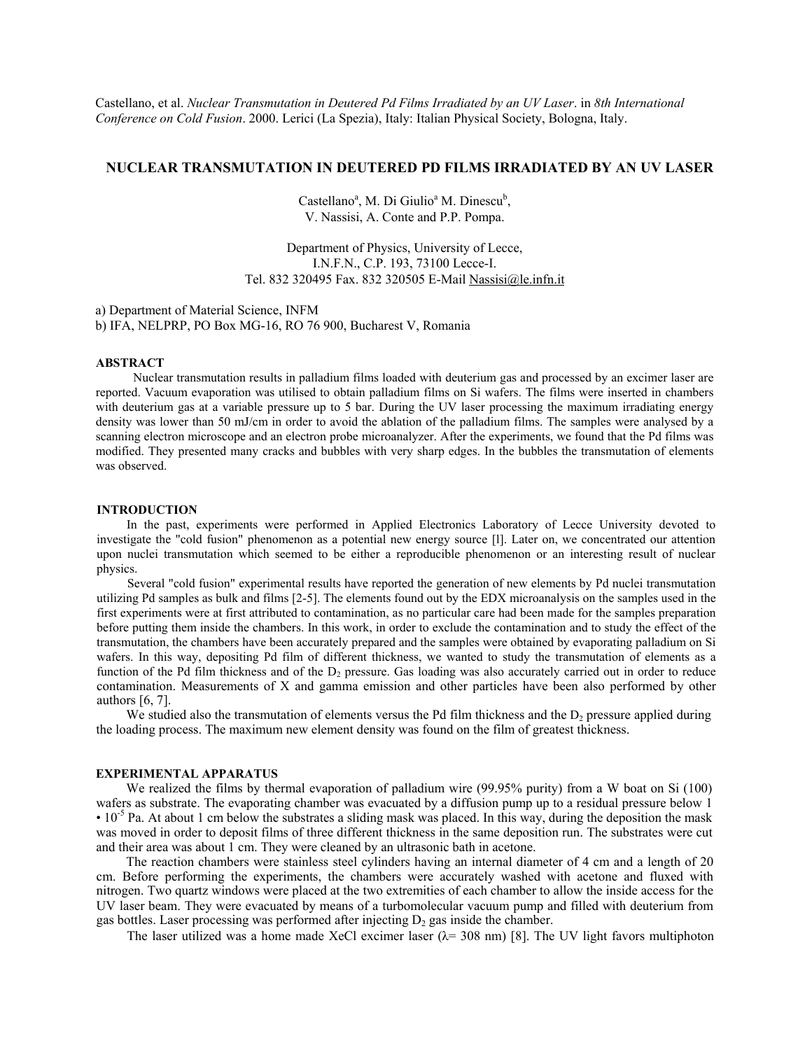Castellano, et al. *Nuclear Transmutation in Deutered Pd Films Irradiated by an UV Laser*. in *8th International Conference on Cold Fusion*. 2000. Lerici (La Spezia), Italy: Italian Physical Society, Bologna, Italy.

## NUCLEAR TRANSMUTATION IN DEUTERED PD FILMS IRRADIATED BY AN UV LASER

Castellano[a], M. Di Giulio[a] M. Dinescu[b], V. Nassisi, A. Conte and P.P. Pompa.

Department of Physics, University of Lecce, I.N.F.N., C.P. 193, 73100 Lecce-I. Tel. 832 320495 Fax. 832 320505 E-Mail Nassisi@le.infn.it

a) Department of Material Science, INFM
b) IFA, NELPRP, PO Box MG-16, RO 76 900, Bucharest V, Romania

### ABSTRACT

Nuclear transmutation results in palladium films loaded with deuterium gas and processed by an excimer laser are reported. Vacuum evaporation was utilised to obtain palladium films on Si wafers. The films were inserted in chambers with deuterium gas at a variable pressure up to 5 bar. During the UV laser processing the maximum irradiating energy density was lower than 50 mJ/cm in order to avoid the ablation of the palladium films. The samples were analysed by a scanning electron microscope and an electron probe microanalyzer. After the experiments, we found that the Pd films was modified. They presented many cracks and bubbles with very sharp edges. In the bubbles the transmutation of elements was observed.

### INTRODUCTION

In the past, experiments were performed in Applied Electronics Laboratory of Lecce University devoted to investigate the "cold fusion" phenomenon as a potential new energy source [l]. Later on, we concentrated our attention upon nuclei transmutation which seemed to be either a reproducible phenomenon or an interesting result of nuclear physics.

Several "cold fusion" experimental results have reported the generation of new elements by Pd nuclei transmutation utilizing Pd samples as bulk and films [2-5]. The elements found out by the EDX microanalysis on the samples used in the first experiments were at first attributed to contamination, as no particular care had been made for the samples preparation before putting them inside the chambers. In this work, in order to exclude the contamination and to study the effect of the transmutation, the chambers have been accurately prepared and the samples were obtained by evaporating palladium on Si wafers. In this way, depositing Pd film of different thickness, we wanted to study the transmutation of elements as a function of the Pd film thickness and of the $D_2$ pressure. Gas loading was also accurately carried out in order to reduce contamination. Measurements of X and gamma emission and other particles have been also performed by other authors [6, 7].

We studied also the transmutation of elements versus the Pd film thickness and the $D_2$ pressure applied during the loading process. The maximum new element density was found on the film of greatest thickness.

### EXPERIMENTAL APPARATUS

We realized the films by thermal evaporation of palladium wire (99.95% purity) from a W boat on Si (100) wafers as substrate. The evaporating chamber was evacuated by a diffusion pump up to a residual pressure below 1 • $10^{-5}$ Pa. At about 1 cm below the substrates a sliding mask was placed. In this way, during the deposition the mask was moved in order to deposit films of three different thickness in the same deposition run. The substrates were cut and their area was about 1 cm. They were cleaned by an ultrasonic bath in acetone.

The reaction chambers were stainless steel cylinders having an internal diameter of 4 cm and a length of 20 cm. Before performing the experiments, the chambers were accurately washed with acetone and fluxed with nitrogen. Two quartz windows were placed at the two extremities of each chamber to allow the inside access for the UV laser beam. They were evacuated by means of a turbomolecular vacuum pump and filled with deuterium from gas bottles. Laser processing was performed after injecting $D_2$ gas inside the chamber.

The laser utilized was a home made XeCl excimer laser (λ= 308 nm) [8]. The UV light favors multiphoton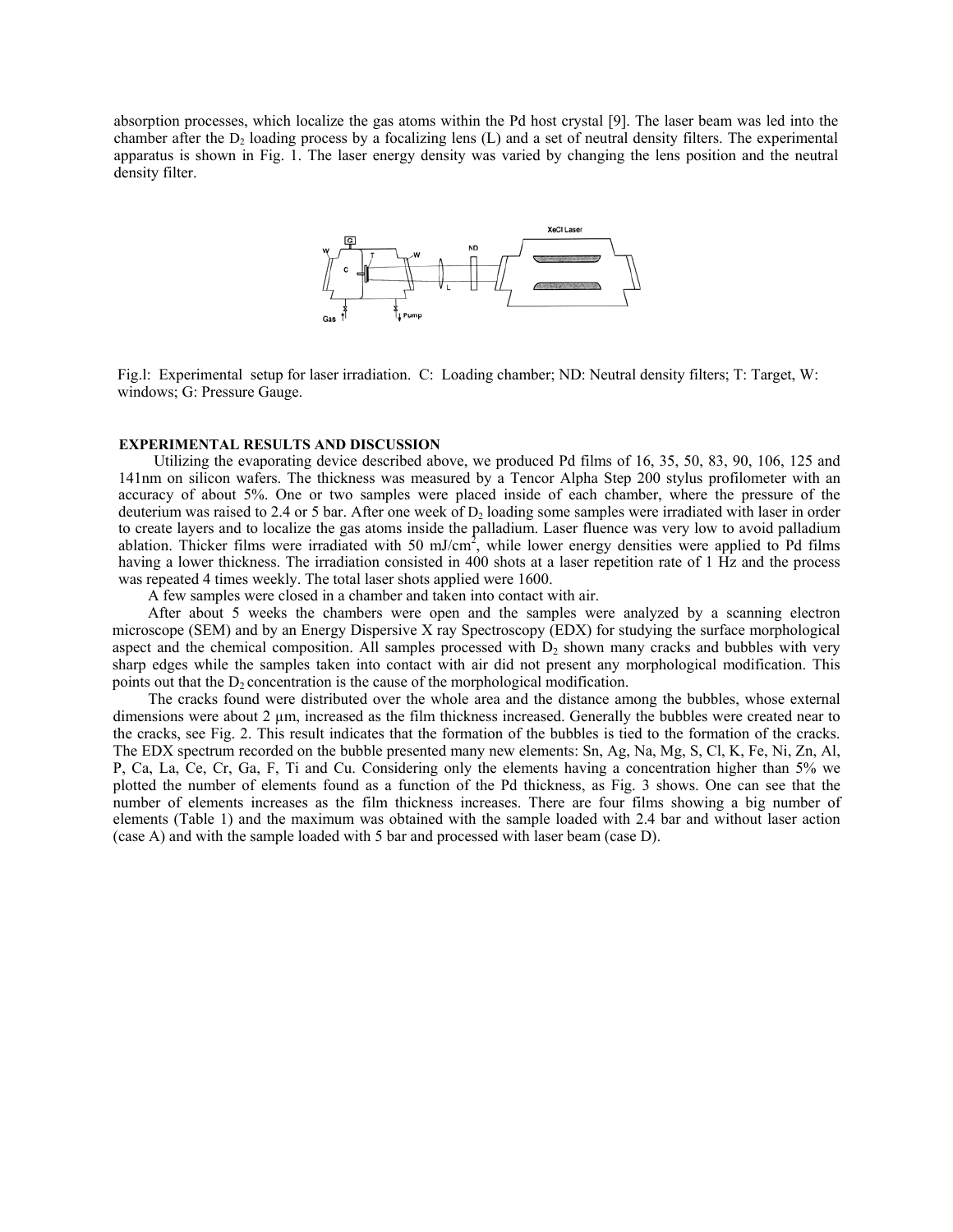absorption processes, which localize the gas atoms within the Pd host crystal [9]. The laser beam was led into the chamber after the $D_2$ loading process by a focalizing lens (L) and a set of neutral density filters. The experimental apparatus is shown in Fig. 1. The laser energy density was varied by changing the lens position and the neutral density filter.

Fig.l: Experimental setup for laser irradiation. C: Loading chamber; ND: Neutral density filters; T: Target, W: windows; G: Pressure Gauge.

## EXPERIMENTAL RESULTS AND DISCUSSION

Utilizing the evaporating device described above, we produced Pd films of 16, 35, 50, 83, 90, 106, 125 and 141nm on silicon wafers. The thickness was measured by a Tencor Alpha Step 200 stylus profilometer with an accuracy of about 5%. One or two samples were placed inside of each chamber, where the pressure of the deuterium was raised to 2.4 or 5 bar. After one week of $D_2$ loading some samples were irradiated with laser in order to create layers and to localize the gas atoms inside the palladium. Laser fluence was very low to avoid palladium ablation. Thicker films were irradiated with 50 mJ/cm$^2$, while lower energy densities were applied to Pd films having a lower thickness. The irradiation consisted in 400 shots at a laser repetition rate of 1 Hz and the process was repeated 4 times weekly. The total laser shots applied were 1600.

A few samples were closed in a chamber and taken into contact with air.

After about 5 weeks the chambers were open and the samples were analyzed by a scanning electron microscope (SEM) and by an Energy Dispersive X ray Spectroscopy (EDX) for studying the surface morphological aspect and the chemical composition. All samples processed with $D_2$ shown many cracks and bubbles with very sharp edges while the samples taken into contact with air did not present any morphological modification. This points out that the $D_2$ concentration is the cause of the morphological modification.

The cracks found were distributed over the whole area and the distance among the bubbles, whose external dimensions were about 2 µm, increased as the film thickness increased. Generally the bubbles were created near to the cracks, see Fig. 2. This result indicates that the formation of the bubbles is tied to the formation of the cracks. The EDX spectrum recorded on the bubble presented many new elements: Sn, Ag, Na, Mg, S, Cl, K, Fe, Ni, Zn, Al, P, Ca, La, Ce, Cr, Ga, F, Ti and Cu. Considering only the elements having a concentration higher than 5% we plotted the number of elements found as a function of the Pd thickness, as Fig. 3 shows. One can see that the number of elements increases as the film thickness increases. There are four films showing a big number of elements (Table 1) and the maximum was obtained with the sample loaded with 2.4 bar and without laser action (case A) and with the sample loaded with 5 bar and processed with laser beam (case D).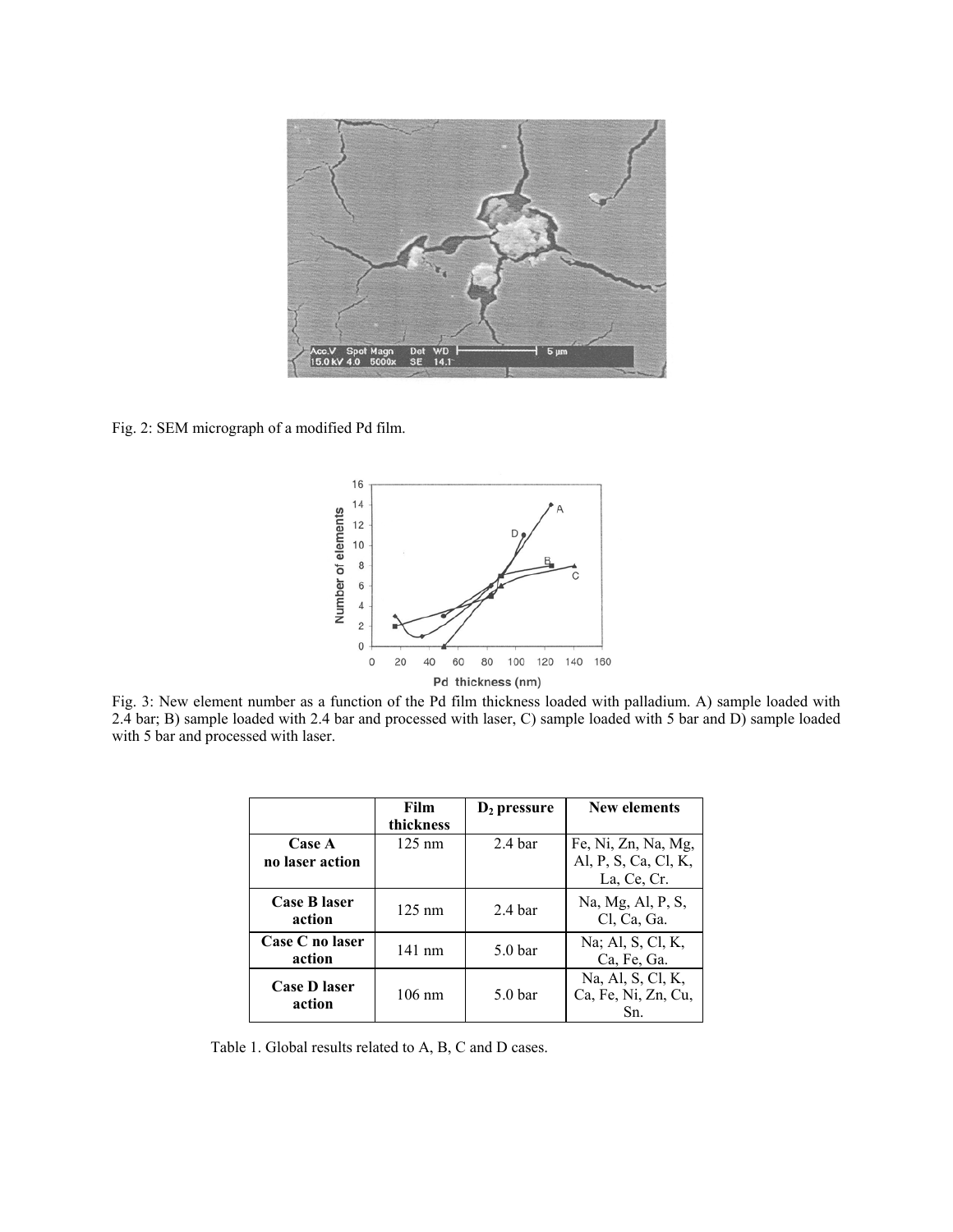Fig. 2: SEM micrograph of a modified Pd film.

Fig. 3: New element number as a function of the Pd film thickness loaded with palladium. A) sample loaded with 2.4 bar; B) sample loaded with 2.4 bar and processed with laser, C) sample loaded with 5 bar and D) sample loaded with 5 bar and processed with laser.

| | **Film thickness** | **$D_2$ pressure** | **New elements** |
|---|---|---|---|
| **Case A no laser action** | 125 nm | 2.4 bar | Fe, Ni, Zn, Na, Mg, Al, P, S, Ca, Cl, K, La, Ce, Cr. |
| **Case B laser action** | 125 nm | 2.4 bar | Na, Mg, Al, P, S, Cl, Ca, Ga. |
| **Case C no laser action** | 141 nm | 5.0 bar | Na; Al, S, Cl, K, Ca, Fe, Ga. |
| **Case D laser action** | 106 nm | 5.0 bar | Na, Al, S, Cl, K, Ca, Fe, Ni, Zn, Cu, Sn. |

Table 1. Global results related to A, B, C and D cases.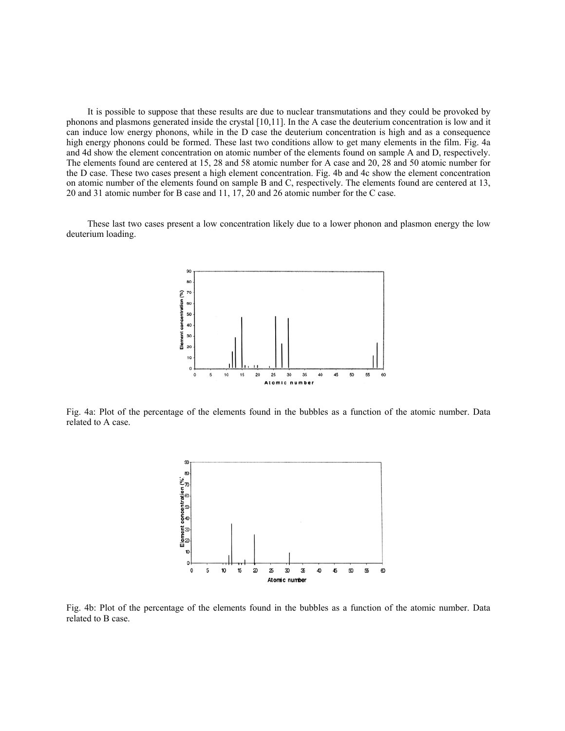It is possible to suppose that these results are due to nuclear transmutations and they could be provoked by phonons and plasmons generated inside the crystal [10,11]. In the A case the deuterium concentration is low and it can induce low energy phonons, while in the D case the deuterium concentration is high and as a consequence high energy phonons could be formed. These last two conditions allow to get many elements in the film. Fig. 4a and 4d show the element concentration on atomic number of the elements found on sample A and D, respectively. The elements found are centered at 15, 28 and 58 atomic number for A case and 20, 28 and 50 atomic number for the D case. These two cases present a high element concentration. Fig. 4b and 4c show the element concentration on atomic number of the elements found on sample B and C, respectively. The elements found are centered at 13, 20 and 31 atomic number for B case and 11, 17, 20 and 26 atomic number for the C case.

These last two cases present a low concentration likely due to a lower phonon and plasmon energy the low deuterium loading.

Fig. 4a: Plot of the percentage of the elements found in the bubbles as a function of the atomic number. Data related to A case.

Fig. 4b: Plot of the percentage of the elements found in the bubbles as a function of the atomic number. Data related to B case.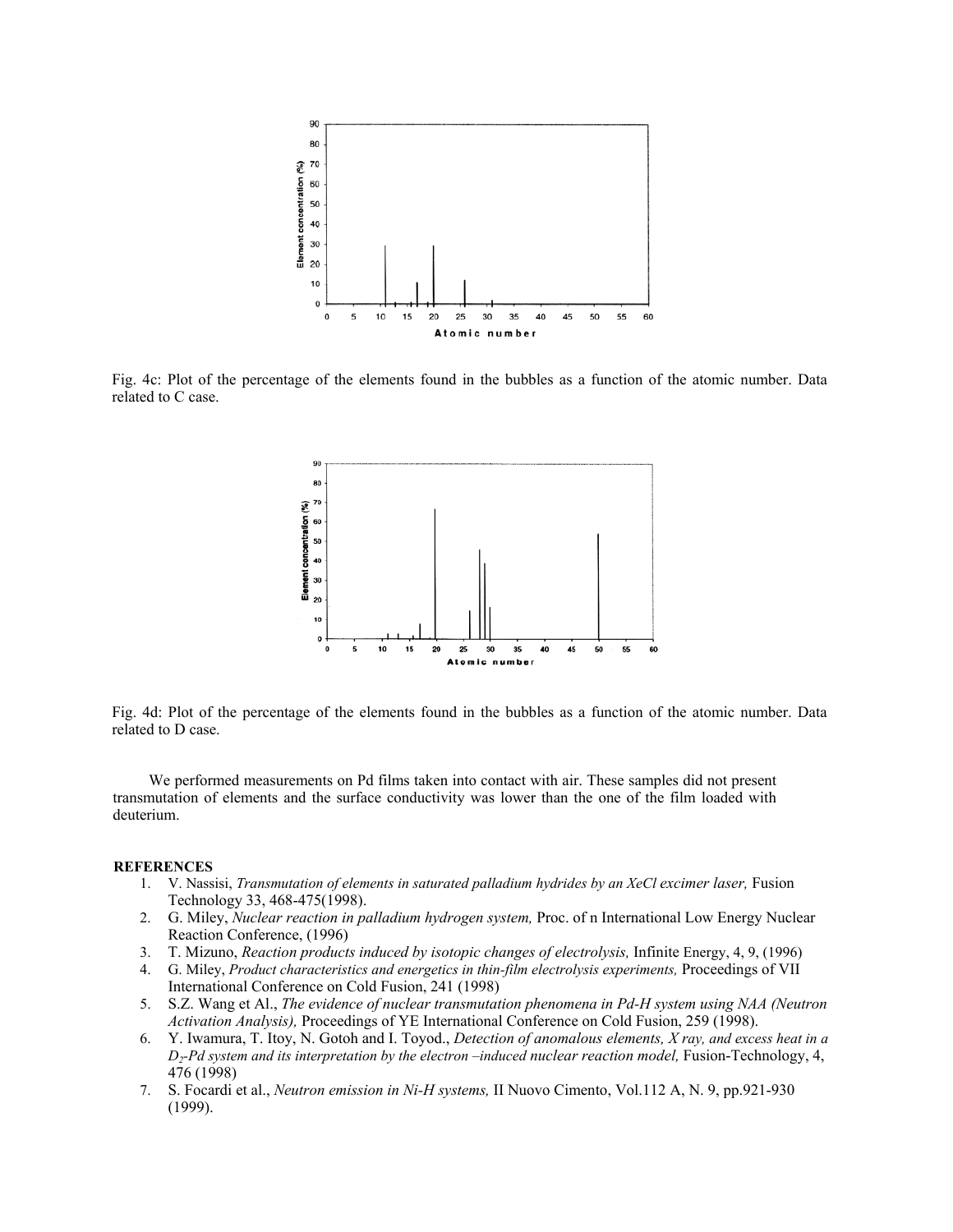Fig. 4c: Plot of the percentage of the elements found in the bubbles as a function of the atomic number. Data related to C case.

Fig. 4d: Plot of the percentage of the elements found in the bubbles as a function of the atomic number. Data related to D case.

We performed measurements on Pd films taken into contact with air. These samples did not present transmutation of elements and the surface conductivity was lower than the one of the film loaded with deuterium.

**REFERENCES**

1. V. Nassisi, *Transmutation of elements in saturated palladium hydrides by an XeCl excimer laser,* Fusion Technology 33, 468-475(1998).
2. G. Miley, *Nuclear reaction in palladium hydrogen system,* Proc. of n International Low Energy Nuclear Reaction Conference, (1996)
3. T. Mizuno, *Reaction products induced by isotopic changes of electrolysis,* Infinite Energy, 4, 9, (1996)
4. G. Miley, *Product characteristics and energetics in thin-film electrolysis experiments,* Proceedings of VII International Conference on Cold Fusion, 241 (1998)
5. S.Z. Wang et Al., *The evidence of nuclear transmutation phenomena in Pd-H system using NAA (Neutron Activation Analysis),* Proceedings of YE International Conference on Cold Fusion, 259 (1998).
6. Y. Iwamura, T. Itoy, N. Gotoh and I. Toyod., *Detection of anomalous elements, X ray, and excess heat in a $D_2$-Pd system and its interpretation by the electron –induced nuclear reaction model,* Fusion-Technology, 4, 476 (1998)
7. S. Focardi et al., *Neutron emission in Ni-H systems,* II Nuovo Cimento, Vol.112 A, N. 9, pp.921-930 (1999).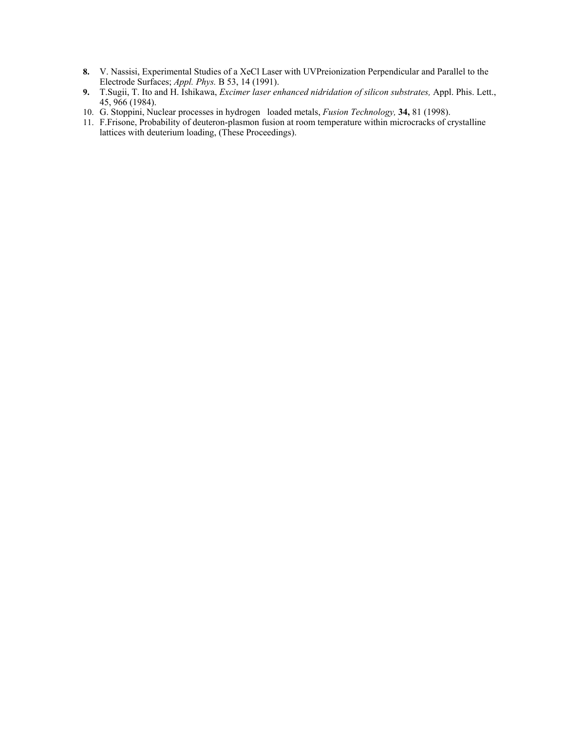8. V. Nassisi, Experimental Studies of a XeCl Laser with UVPreionization Perpendicular and Parallel to the Electrode Surfaces; *Appl. Phys.* B 53, 14 (1991).
9. T.Sugii, T. Ito and H. Ishikawa, *Excimer laser enhanced nidridation of silicon substrates,* Appl. Phis. Lett., 45, 966 (1984).
10. G. Stoppini, Nuclear processes in hydrogen loaded metals, *Fusion Technology,* **34,** 81 (1998).
11. F.Frisone, Probability of deuteron-plasmon fusion at room temperature within microcracks of crystalline lattices with deuterium loading, (These Proceedings).